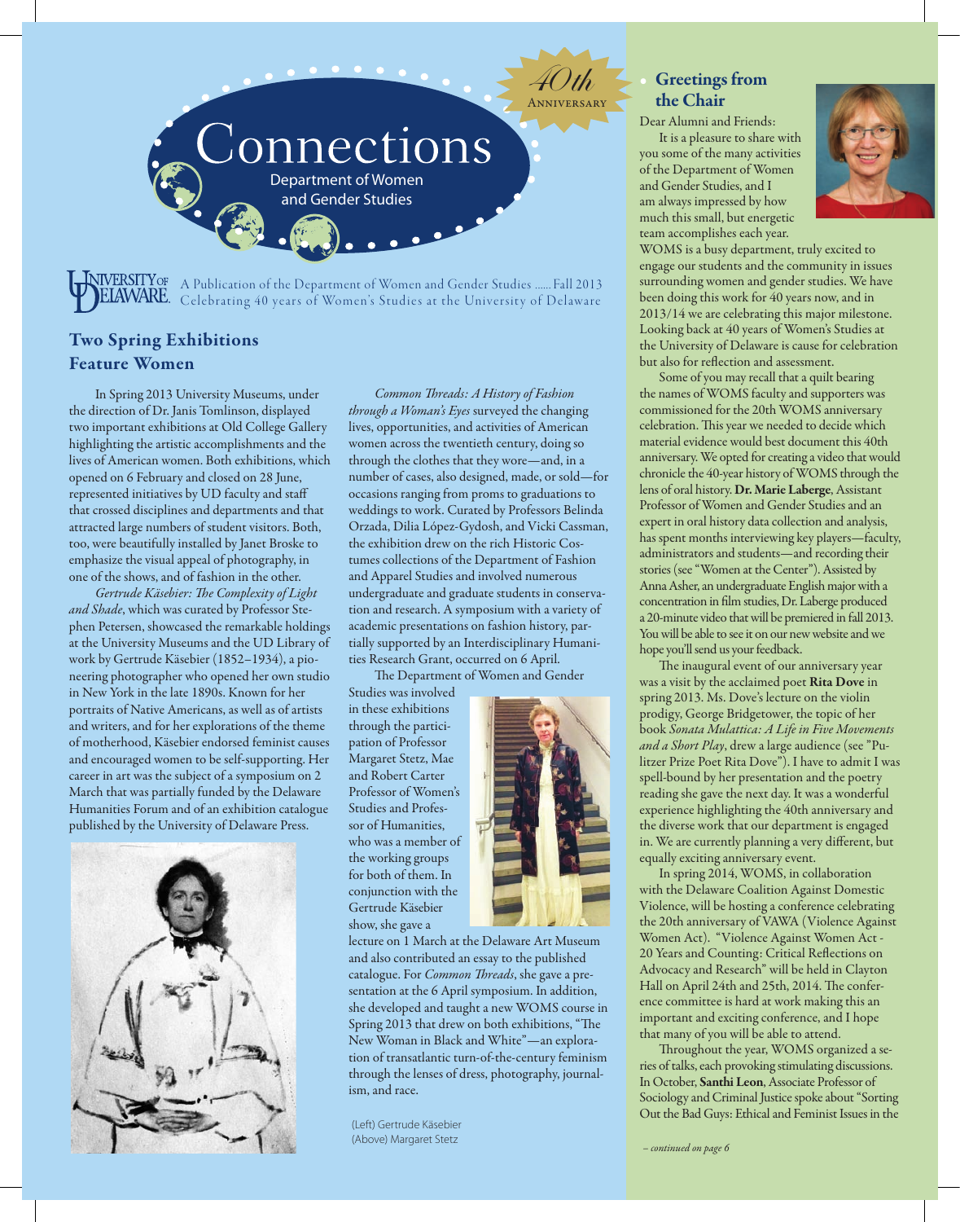# Connections

Department of Women and Gender Studies

40th Anniversary

A Publication of the Department of Women and Gender Studies ...... Fall 2013
Celebrating 40 years of Women's Studies at the University of Delaware

## Two Spring Exhibitions Feature Women

In Spring 2013 University Museums, under the direction of Dr. Janis Tomlinson, displayed two important exhibitions at Old College Gallery highlighting the artistic accomplishments and the lives of American women. Both exhibitions, which opened on 6 February and closed on 28 June, represented initiatives by UD faculty and staff that crossed disciplines and departments and that attracted large numbers of student visitors. Both, too, were beautifully installed by Janet Broske to emphasize the visual appeal of photography, in one of the shows, and of fashion in the other.

*Gertrude Käsebier: The Complexity of Light and Shade*, which was curated by Professor Stephen Petersen, showcased the remarkable holdings at the University Museums and the UD Library of work by Gertrude Käsebier (1852–1934), a pioneering photographer who opened her own studio in New York in the late 1890s. Known for her portraits of Native Americans, as well as of artists and writers, and for her explorations of the theme of motherhood, Käsebier endorsed feminist causes and encouraged women to be self-supporting. Her career in art was the subject of a symposium on 2 March that was partially funded by the Delaware Humanities Forum and of an exhibition catalogue published by the University of Delaware Press.

*Common Threads: A History of Fashion through a Woman's Eyes* surveyed the changing lives, opportunities, and activities of American women across the twentieth century, doing so through the clothes that they wore—and, in a number of cases, also designed, made, or sold—for occasions ranging from proms to graduations to weddings to work. Curated by Professors Belinda Orzada, Dilia López-Gydosh, and Vicki Cassman, the exhibition drew on the rich Historic Costumes collections of the Department of Fashion and Apparel Studies and involved numerous undergraduate and graduate students in conservation and research. A symposium with a variety of academic presentations on fashion history, partially supported by an Interdisciplinary Humanities Research Grant, occurred on 6 April.

The Department of Women and Gender Studies was involved in these exhibitions through the participation of Professor Margaret Stetz, Mae and Robert Carter Professor of Women's Studies and Professor of Humanities, who was a member of the working groups for both of them. In conjunction with the Gertrude Käsebier show, she gave a lecture on 1 March at the Delaware Art Museum and also contributed an essay to the published catalogue. For *Common Threads*, she gave a presentation at the 6 April symposium. In addition, she developed and taught a new WOMS course in Spring 2013 that drew on both exhibitions, "The New Woman in Black and White"—an exploration of transatlantic turn-of-the-century feminism through the lenses of dress, photography, journalism, and race.

(Left) Gertrude Käsebier
(Above) Margaret Stetz

## Greetings from the Chair

Dear Alumni and Friends:

It is a pleasure to share with you some of the many activities of the Department of Women and Gender Studies, and I am always impressed by how much this small, but energetic team accomplishes each year. WOMS is a busy department, truly excited to engage our students and the community in issues surrounding women and gender studies. We have been doing this work for 40 years now, and in 2013/14 we are celebrating this major milestone. Looking back at 40 years of Women's Studies at the University of Delaware is cause for celebration but also for reflection and assessment.

Some of you may recall that a quilt bearing the names of WOMS faculty and supporters was commissioned for the 20th WOMS anniversary celebration. This year we needed to decide which material evidence would best document this 40th anniversary. We opted for creating a video that would chronicle the 40-year history of WOMS through the lens of oral history. **Dr. Marie Laberge**, Assistant Professor of Women and Gender Studies and an expert in oral history data collection and analysis, has spent months interviewing key players—faculty, administrators and students—and recording their stories (see "Women at the Center"). Assisted by Anna Asher, an undergraduate English major with a concentration in film studies, Dr. Laberge produced a 20-minute video that will be premiered in fall 2013. You will be able to see it on our new website and we hope you'll send us your feedback.

The inaugural event of our anniversary year was a visit by the acclaimed poet **Rita Dove** in spring 2013. Ms. Dove's lecture on the violin prodigy, George Bridgetower, the topic of her book *Sonata Mulattica: A Life in Five Movements and a Short Play*, drew a large audience (see "Pulitzer Prize Poet Rita Dove"). I have to admit I was spell-bound by her presentation and the poetry reading she gave the next day. It was a wonderful experience highlighting the 40th anniversary and the diverse work that our department is engaged in. We are currently planning a very different, but equally exciting anniversary event.

In spring 2014, WOMS, in collaboration with the Delaware Coalition Against Domestic Violence, will be hosting a conference celebrating the 20th anniversary of VAWA (Violence Against Women Act). "Violence Against Women Act - 20 Years and Counting: Critical Reflections on Advocacy and Research" will be held in Clayton Hall on April 24th and 25th, 2014. The conference committee is hard at work making this an important and exciting conference, and I hope that many of you will be able to attend.

Throughout the year, WOMS organized a series of talks, each provoking stimulating discussions. In October, **Santhi Leon**, Associate Professor of Sociology and Criminal Justice spoke about "Sorting Out the Bad Guys: Ethical and Feminist Issues in the

*– continued on page 6*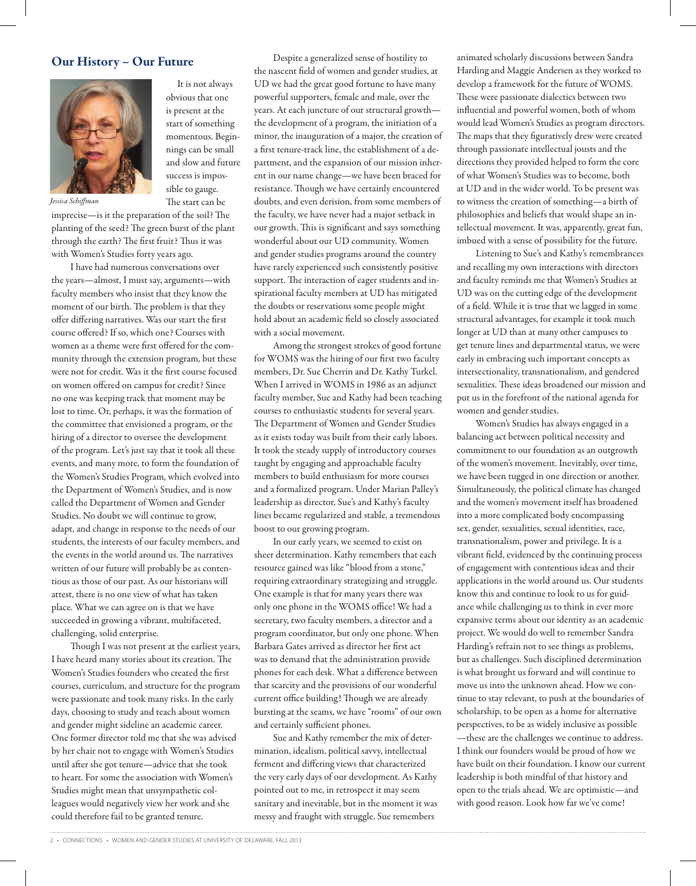## Our History – Our Future

*Jessica Schiffman*

It is not always obvious that one is present at the start of something momentous. Beginnings can be small and slow and future success is impossible to gauge. The start can be imprecise—is it the preparation of the soil? The planting of the seed? The green burst of the plant through the earth? The first fruit? Thus it was with Women's Studies forty years ago.

I have had numerous conversations over the years—almost, I must say, arguments—with faculty members who insist that they know the moment of our birth. The problem is that they offer differing narratives. Was our start the first course offered? If so, which one? Courses with women as a theme were first offered for the community through the extension program, but these were not for credit. Was it the first course focused on women offered on campus for credit? Since no one was keeping track that moment may be lost to time. Or, perhaps, it was the formation of the committee that envisioned a program, or the hiring of a director to oversee the development of the program. Let's just say that it took all these events, and many more, to form the foundation of the Women's Studies Program, which evolved into the Department of Women's Studies, and is now called the Department of Women and Gender Studies. No doubt we will continue to grow, adapt, and change in response to the needs of our students, the interests of our faculty members, and the events in the world around us. The narratives written of our future will probably be as contentious as those of our past. As our historians will attest, there is no one view of what has taken place. What we can agree on is that we have succeeded in growing a vibrant, multifaceted, challenging, solid enterprise.

Though I was not present at the earliest years, I have heard many stories about its creation. The Women's Studies founders who created the first courses, curriculum, and structure for the program were passionate and took many risks. In the early days, choosing to study and teach about women and gender might sideline an academic career. One former director told me that she was advised by her chair not to engage with Women's Studies until after she got tenure—advice that she took to heart. For some the association with Women's Studies might mean that unsympathetic colleagues would negatively view her work and she could therefore fail to be granted tenure.

Despite a generalized sense of hostility to the nascent field of women and gender studies, at UD we had the great good fortune to have many powerful supporters, female and male, over the years. At each juncture of our structural growth—the development of a program, the initiation of a minor, the inauguration of a major, the creation of a first tenure-track line, the establishment of a department, and the expansion of our mission inherent in our name change—we have been braced for resistance. Though we have certainly encountered doubts, and even derision, from some members of the faculty, we have never had a major setback in our growth. This is significant and says something wonderful about our UD community. Women and gender studies programs around the country have rarely experienced such consistently positive support. The interaction of eager students and inspirational faculty members at UD has mitigated the doubts or reservations some people might hold about an academic field so closely associated with a social movement.

Among the strongest strokes of good fortune for WOMS was the hiring of our first two faculty members, Dr. Sue Cherrin and Dr. Kathy Turkel. When I arrived in WOMS in 1986 as an adjunct faculty member, Sue and Kathy had been teaching courses to enthusiastic students for several years. The Department of Women and Gender Studies as it exists today was built from their early labors. It took the steady supply of introductory courses taught by engaging and approachable faculty members to build enthusiasm for more courses and a formalized program. Under Marian Palley's leadership as director, Sue's and Kathy's faculty lines became regularized and stable, a tremendous boost to our growing program.

In our early years, we seemed to exist on sheer determination. Kathy remembers that each resource gained was like "blood from a stone," requiring extraordinary strategizing and struggle. One example is that for many years there was only one phone in the WOMS office! We had a secretary, two faculty members, a director and a program coordinator, but only one phone. When Barbara Gates arrived as director her first act was to demand that the administration provide phones for each desk. What a difference between that scarcity and the provisions of our wonderful current office building! Though we are already bursting at the seams, we have "rooms" of our own and certainly sufficient phones.

Sue and Kathy remember the mix of determination, idealism, political savvy, intellectual ferment and differing views that characterized the very early days of our development. As Kathy pointed out to me, in retrospect it may seem sanitary and inevitable, but in the moment it was messy and fraught with struggle. Sue remembers animated scholarly discussions between Sandra Harding and Maggie Andersen as they worked to develop a framework for the future of WOMS. These were passionate dialectics between two influential and powerful women, both of whom would lead Women's Studies as program directors. The maps that they figuratively drew were created through passionate intellectual jousts and the directions they provided helped to form the core of what Women's Studies was to become, both at UD and in the wider world. To be present was to witness the creation of something—a birth of philosophies and beliefs that would shape an intellectual movement. It was, apparently, great fun, imbued with a sense of possibility for the future.

Listening to Sue's and Kathy's remembrances and recalling my own interactions with directors and faculty reminds me that Women's Studies at UD was on the cutting edge of the development of a field. While it is true that we lagged in some structural advantages, for example it took much longer at UD than at many other campuses to get tenure lines and departmental status, we were early in embracing such important concepts as intersectionality, transnationalism, and gendered sexualities. These ideas broadened our mission and put us in the forefront of the national agenda for women and gender studies.

Women's Studies has always engaged in a balancing act between political necessity and commitment to our foundation as an outgrowth of the women's movement. Inevitably, over time, we have been tugged in one direction or another. Simultaneously, the political climate has changed and the women's movement itself has broadened into a more complicated body encompassing sex, gender, sexualities, sexual identities, race, transnationalism, power and privilege. It is a vibrant field, evidenced by the continuing process of engagement with contentious ideas and their applications in the world around us. Our students know this and continue to look to us for guidance while challenging us to think in ever more expansive terms about our identity as an academic project. We would do well to remember Sandra Harding's refrain not to see things as problems, but as challenges. Such disciplined determination is what brought us forward and will continue to move us into the unknown ahead. How we continue to stay relevant, to push at the boundaries of scholarship, to be open as a home for alternative perspectives, to be as widely inclusive as possible—these are the challenges we continue to address. I think our founders would be proud of how we have built on their foundation. I know our current leadership is both mindful of that history and open to the trials ahead. We are optimistic—and with good reason. Look how far we've come!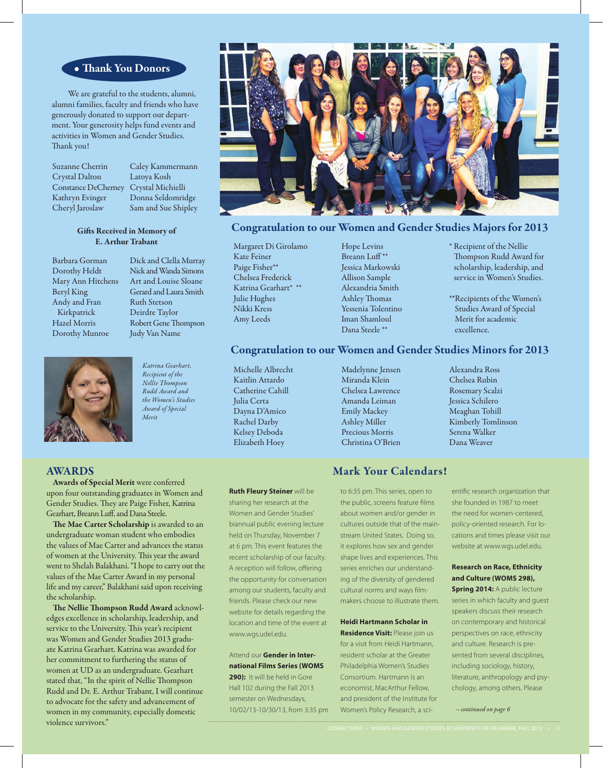## • Thank You Donors

We are grateful to the students, alumni, alumni families, faculty and friends who have generously donated to support our department. Your generosity helps fund events and activities in Women and Gender Studies. Thank you!

Suzanne Cherrin
Crystal Dalton
Constance DeCherney
Kathryn Evinger
Cheryl Jaroslaw
Caley Kammermann
Latoya Kosh
Crystal Michielli
Donna Seldomridge
Sam and Sue Shipley

### Gifts Received in Memory of E. Arthur Trabant

Barbara Gorman
Dorothy Heldt
Mary Ann Hitchens
Beryl King
Andy and Fran Kirkpatrick
Hazel Morris
Dorothy Munroe
Dick and Clella Murray
Nick and Wanda Simons
Art and Louise Sloane
Gerard and Laura Smith
Ruth Stetson
Deirdre Taylor
Robert Gene Thompson
Judy Van Name

*Katrina Gearhart, Recipient of the Nellie Thompson Rudd Award and the Women's Studies Award of Special Merit*

## Congratulation to our Women and Gender Studies Majors for 2013

Margaret Di Girolamo
Kate Feiner
Paige Fisher**
Chelsea Frederick
Katrina Gearhart* **
Julie Hughes
Nikki Kress
Amy Leeds
Hope Levins
Breann Luff**
Jessica Markowski
Allison Sample
Alexandria Smith
Ashley Thomas
Yessenia Tolentino
Iman Shamloul
Dana Steele **

* Recipient of the Nellie Thompson Rudd Award for scholarship, leadership, and service in Women's Studies.

**Recipients of the Women's Studies Award of Special Merit for academic excellence.

## Congratulation to our Women and Gender Studies Minors for 2013

Michelle Albrecht
Kaitlin Attardo
Catherine Cahill
Julia Certa
Dayna D'Amico
Rachel Darby
Kelsey Deboda
Elizabeth Hoey
Madelynne Jensen
Miranda Klein
Chelsea Lawrence
Amanda Leiman
Emily Mackey
Ashley Miller
Precious Morris
Christina O'Brien
Alexandria Ross
Chelsea Rubin
Rosemary Scalzi
Jessica Schilero
Meaghan Tohill
Kimberly Tomlinson
Serena Walker
Dana Weaver

## AWARDS

**Awards of Special Merit** were conferred upon four outstanding graduates in Women and Gender Studies. They are Paige Fisher, Katrina Gearhart, Breann Luff, and Dana Steele.

**The Mae Carter Scholarship** is awarded to an undergraduate woman student who embodies the values of Mae Carter and advances the status of women at the University. This year the award went to Shelah Balakhani. "I hope to carry out the values of the Mae Carter Award in my personal life and my career," Balakhani said upon receiving the scholarship.

**The Nellie Thompson Rudd Award** acknowledges excellence in scholarship, leadership, and service to the University. This year's recipient was Women and Gender Studies 2013 graduate Katrina Gearhart. Katrina was awarded for her commitment to furthering the status of women at UD as an undergraduate. Gearhart stated that, "In the spirit of Nellie Thompson Rudd and Dr. E. Arthur Trabant, I will continue to advocate for the safety and advancement of women in my community, especially domestic violence survivors."

## Mark Your Calendars!

**Ruth Fleury Steiner** will be sharing her research at the Women and Gender Studies' biannual public evening lecture held on Thursday, November 7 at 6 pm. This event features the recent scholarship of our faculty. A reception will follow, offering the opportunity for conversation among our students, faculty and friends. Please check our new website for details regarding the location and time of the event at www.wgs.udel.edu.

Attend our **Gender in International Films Series (WOMS 290):** It will be held in Gore Hall 102 during the Fall 2013 semester on Wednesdays, 10/02/13-10/30/13, from 3:35 pm to 6:35 pm. This series, open to the public, screens feature films about women and/or gender in cultures outside that of the mainstream United States. Doing so, it explores how sex and gender shape lives and experiences. This series enriches our understanding of the diversity of gendered cultural norms and ways filmmakers choose to illustrate them.

**Heidi Hartmann Scholar in Residence Visit:** Please join us for a visit from Heidi Hartmann, resident scholar at the Greater Philadelphia Women's Studies Consortium. Hartmann is an economist, MacArthur Fellow, and president of the Institute for Women's Policy Research, a scientific research organization that she founded in 1987 to meet the need for women-centered, policy-oriented research. For locations and times please visit our website at www.wgs.udel.edu.

**Research on Race, Ethnicity and Culture (WOMS 298), Spring 2014:** A public lecture series in which faculty and guest speakers discuss their research on contemporary and historical perspectives on race, ethnicity and culture. Research is presented from several disciplines, including sociology, history, literature, anthropology and psychology, among others. Please

*– continued on page 6*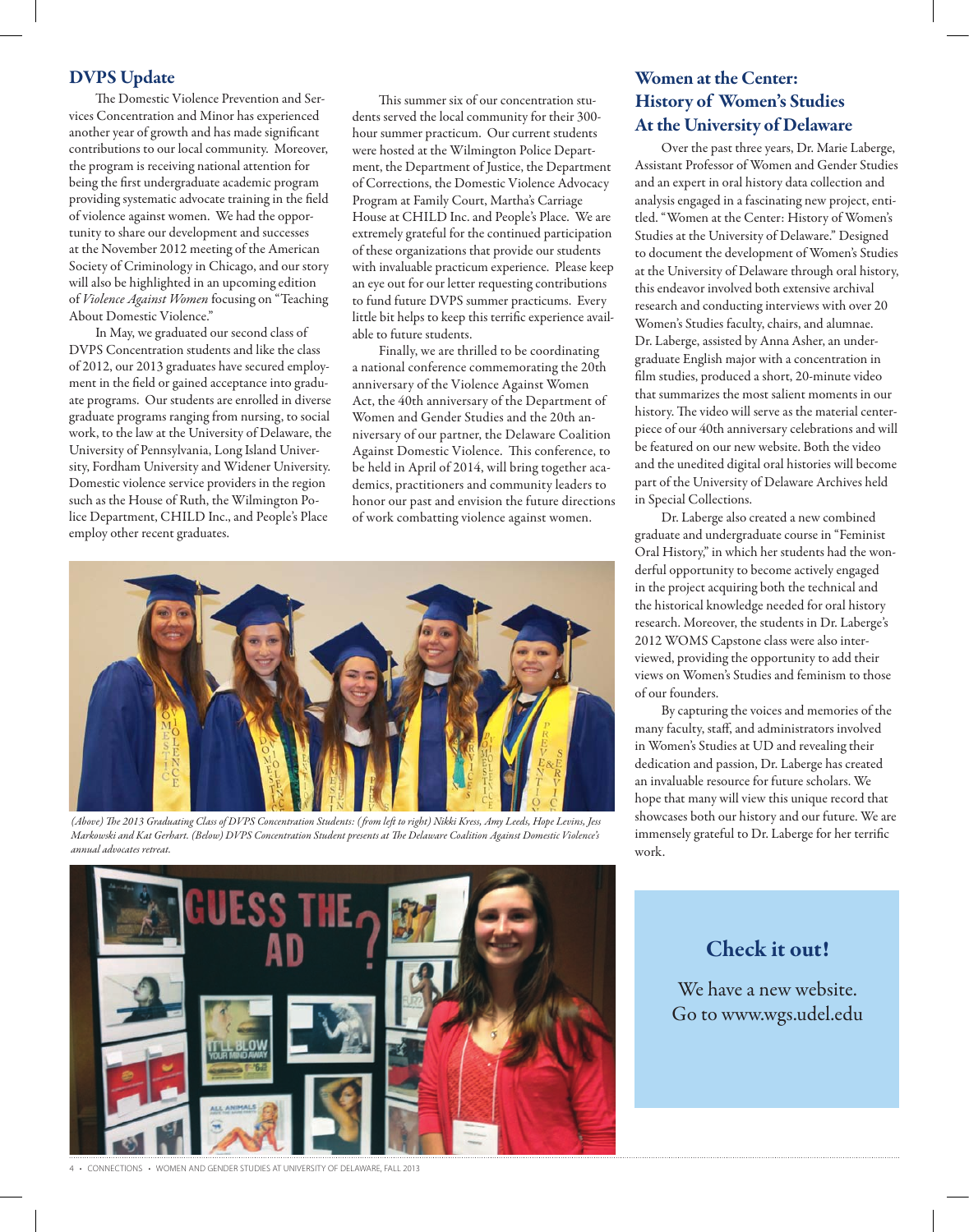## DVPS Update

The Domestic Violence Prevention and Services Concentration and Minor has experienced another year of growth and has made significant contributions to our local community. Moreover, the program is receiving national attention for being the first undergraduate academic program providing systematic advocate training in the field of violence against women. We had the opportunity to share our development and successes at the November 2012 meeting of the American Society of Criminology in Chicago, and our story will also be highlighted in an upcoming edition of *Violence Against Women* focusing on "Teaching About Domestic Violence."

In May, we graduated our second class of DVPS Concentration students and like the class of 2012, our 2013 graduates have secured employment in the field or gained acceptance into graduate programs. Our students are enrolled in diverse graduate programs ranging from nursing, to social work, to the law at the University of Delaware, the University of Pennsylvania, Long Island University, Fordham University and Widener University. Domestic violence service providers in the region such as the House of Ruth, the Wilmington Police Department, CHILD Inc., and People's Place employ other recent graduates.

This summer six of our concentration students served the local community for their 300-hour summer practicum. Our current students were hosted at the Wilmington Police Department, the Department of Justice, the Department of Corrections, the Domestic Violence Advocacy Program at Family Court, Martha's Carriage House at CHILD Inc. and People's Place. We are extremely grateful for the continued participation of these organizations that provide our students with invaluable practicum experience. Please keep an eye out for our letter requesting contributions to fund future DVPS summer practicums. Every little bit helps to keep this terrific experience available to future students.

Finally, we are thrilled to be coordinating a national conference commemorating the 20th anniversary of the Violence Against Women Act, the 40th anniversary of the Department of Women and Gender Studies and the 20th anniversary of our partner, the Delaware Coalition Against Domestic Violence. This conference, to be held in April of 2014, will bring together academics, practitioners and community leaders to honor our past and envision the future directions of work combatting violence against women.

*(Above) The 2013 Graduating Class of DVPS Concentration Students: (from left to right) Nikki Kress, Amy Leeds, Hope Levins, Jess Markowski and Kat Gerhart. (Below) DVPS Concentration Student presents at The Delaware Coalition Against Domestic Violence's annual advocates retreat.*

## Women at the Center: History of Women's Studies At the University of Delaware

Over the past three years, Dr. Marie Laberge, Assistant Professor of Women and Gender Studies and an expert in oral history data collection and analysis engaged in a fascinating new project, entitled. "Women at the Center: History of Women's Studies at the University of Delaware." Designed to document the development of Women's Studies at the University of Delaware through oral history, this endeavor involved both extensive archival research and conducting interviews with over 20 Women's Studies faculty, chairs, and alumnae. Dr. Laberge, assisted by Anna Asher, an undergraduate English major with a concentration in film studies, produced a short, 20-minute video that summarizes the most salient moments in our history. The video will serve as the material centerpiece of our 40th anniversary celebrations and will be featured on our new website. Both the video and the unedited digital oral histories will become part of the University of Delaware Archives held in Special Collections.

Dr. Laberge also created a new combined graduate and undergraduate course in "Feminist Oral History," in which her students had the wonderful opportunity to become actively engaged in the project acquiring both the technical and the historical knowledge needed for oral history research. Moreover, the students in Dr. Laberge's 2012 WOMS Capstone class were also interviewed, providing the opportunity to add their views on Women's Studies and feminism to those of our founders.

By capturing the voices and memories of the many faculty, staff, and administrators involved in Women's Studies at UD and revealing their dedication and passion, Dr. Laberge has created an invaluable resource for future scholars. We hope that many will view this unique record that showcases both our history and our future. We are immensely grateful to Dr. Laberge for her terrific work.

### Check it out!

We have a new website.
Go to www.wgs.udel.edu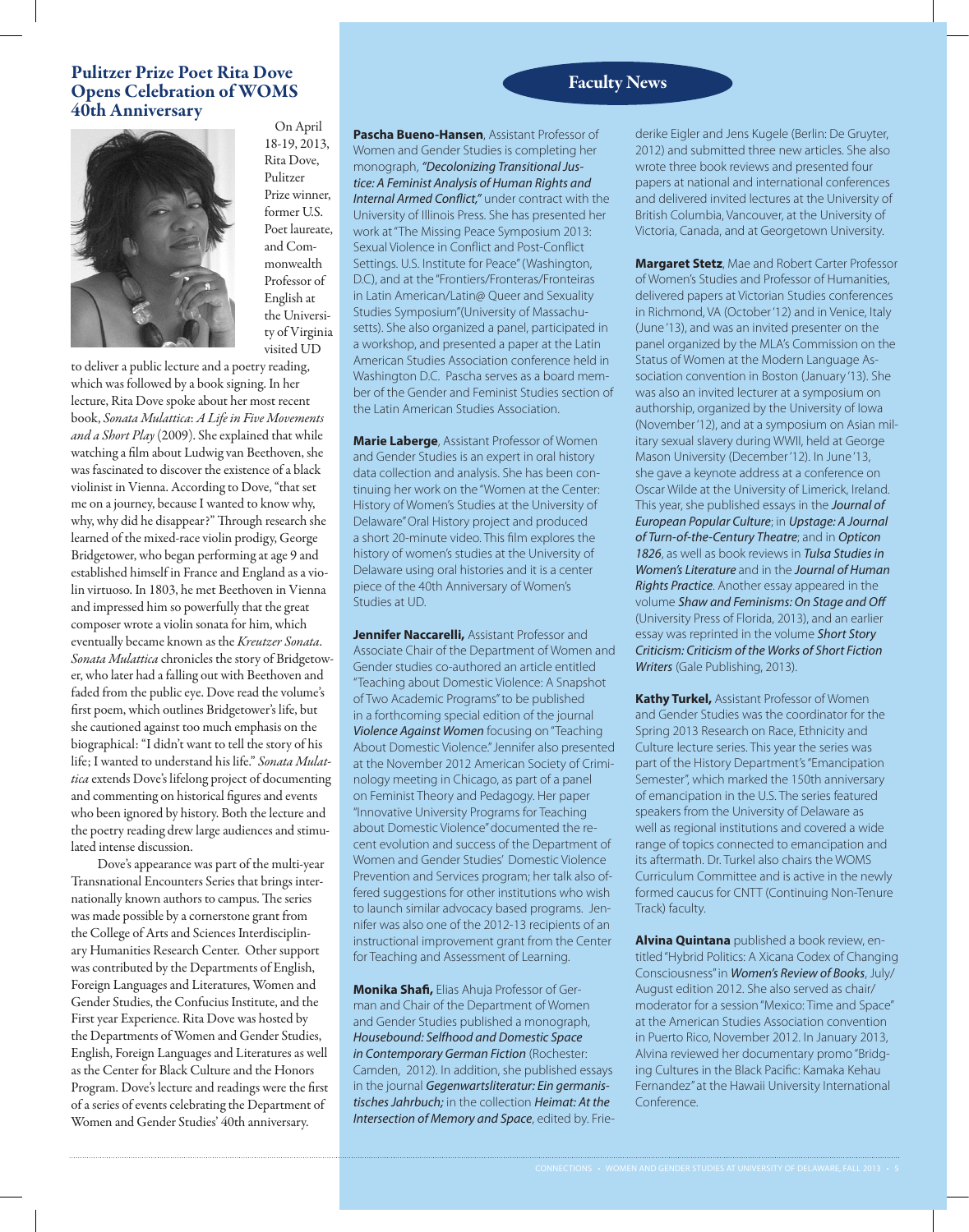## Pulitzer Prize Poet Rita Dove Opens Celebration of WOMS 40th Anniversary

On April 18-19, 2013, Rita Dove, Pulitzer Prize winner, former U.S. Poet laureate, and Commonwealth Professor of English at the University of Virginia visited UD to deliver a public lecture and a poetry reading, which was followed by a book signing. In her lecture, Rita Dove spoke about her most recent book, *Sonata Mulattica*: *A Life in Five Movements and a Short Play* (2009). She explained that while watching a film about Ludwig van Beethoven, she was fascinated to discover the existence of a black violinist in Vienna. According to Dove, "that set me on a journey, because I wanted to know why, why, why did he disappear?" Through research she learned of the mixed-race violin prodigy, George Bridgetower, who began performing at age 9 and established himself in France and England as a violin virtuoso. In 1803, he met Beethoven in Vienna and impressed him so powerfully that the great composer wrote a violin sonata for him, which eventually became known as the *Kreutzer Sonata*. *Sonata Mulattica* chronicles the story of Bridgetower, who later had a falling out with Beethoven and faded from the public eye. Dove read the volume's first poem, which outlines Bridgetower's life, but she cautioned against too much emphasis on the biographical: "I didn't want to tell the story of his life; I wanted to understand his life." *Sonata Mulattica* extends Dove's lifelong project of documenting and commenting on historical figures and events who been ignored by history. Both the lecture and the poetry reading drew large audiences and stimulated intense discussion.

Dove's appearance was part of the multi-year Transnational Encounters Series that brings internationally known authors to campus. The series was made possible by a cornerstone grant from the College of Arts and Sciences Interdisciplinary Humanities Research Center. Other support was contributed by the Departments of English, Foreign Languages and Literatures, Women and Gender Studies, the Confucius Institute, and the First year Experience. Rita Dove was hosted by the Departments of Women and Gender Studies, English, Foreign Languages and Literatures as well as the Center for Black Culture and the Honors Program. Dove's lecture and readings were the first of a series of events celebrating the Department of Women and Gender Studies' 40th anniversary.

## Faculty News

**Pascha Bueno-Hansen**, Assistant Professor of Women and Gender Studies is completing her monograph, ***"Decolonizing Transitional Justice: A Feminist Analysis of Human Rights and Internal Armed Conflict,"*** under contract with the University of Illinois Press. She has presented her work at "The Missing Peace Symposium 2013: Sexual Violence in Conflict and Post-Conflict Settings. U.S. Institute for Peace" (Washington, D.C), and at the "Frontiers/Fronteras/Fronteiras in Latin American/Latin@ Queer and Sexuality Studies Symposium"(University of Massachusetts). She also organized a panel, participated in a workshop, and presented a paper at the Latin American Studies Association conference held in Washington D.C. Pascha serves as a board member of the Gender and Feminist Studies section of the Latin American Studies Association.

**Marie Laberge**, Assistant Professor of Women and Gender Studies is an expert in oral history data collection and analysis. She has been continuing her work on the "Women at the Center: History of Women's Studies at the University of Delaware" Oral History project and produced a short 20-minute video. This film explores the history of women's studies at the University of Delaware using oral histories and it is a center piece of the 40th Anniversary of Women's Studies at UD.

**Jennifer Naccarelli,** Assistant Professor and Associate Chair of the Department of Women and Gender studies co-authored an article entitled "Teaching about Domestic Violence: A Snapshot of Two Academic Programs" to be published in a forthcoming special edition of the journal ***Violence Against Women*** focusing on "Teaching About Domestic Violence." Jennifer also presented at the November 2012 American Society of Criminology meeting in Chicago, as part of a panel on Feminist Theory and Pedagogy. Her paper "Innovative University Programs for Teaching about Domestic Violence" documented the recent evolution and success of the Department of Women and Gender Studies' Domestic Violence Prevention and Services program; her talk also offered suggestions for other institutions who wish to launch similar advocacy based programs. Jennifer was also one of the 2012-13 recipients of an instructional improvement grant from the Center for Teaching and Assessment of Learning.

**Monika Shafi,** Elias Ahuja Professor of German and Chair of the Department of Women and Gender Studies published a monograph, ***Housebound: Selfhood and Domestic Space in Contemporary German Fiction*** (Rochester: Camden, 2012). In addition, she published essays in the journal ***Gegenwartsliteratur: Ein germanistisches Jahrbuch;*** in the collection ***Heimat: At the Intersection of Memory and Space***, edited by. Friederike Eigler and Jens Kugele (Berlin: De Gruyter, 2012) and submitted three new articles. She also wrote three book reviews and presented four papers at national and international conferences and delivered invited lectures at the University of British Columbia, Vancouver, at the University of Victoria, Canada, and at Georgetown University.

**Margaret Stetz**, Mae and Robert Carter Professor of Women's Studies and Professor of Humanities, delivered papers at Victorian Studies conferences in Richmond, VA (October '12) and in Venice, Italy (June '13), and was an invited presenter on the panel organized by the MLA's Commission on the Status of Women at the Modern Language Association convention in Boston (January '13). She was also an invited lecturer at a symposium on authorship, organized by the University of Iowa (November '12), and at a symposium on Asian military sexual slavery during WWII, held at George Mason University (December '12). In June '13, she gave a keynote address at a conference on Oscar Wilde at the University of Limerick, Ireland. This year, she published essays in the ***Journal of European Popular Culture***; in ***Upstage: A Journal of Turn-of-the-Century Theatre***; and in ***Opticon 1826***, as well as book reviews in ***Tulsa Studies in Women's Literature*** and in the ***Journal of Human Rights Practice***. Another essay appeared in the volume ***Shaw and Feminisms: On Stage and Off*** (University Press of Florida, 2013), and an earlier essay was reprinted in the volume ***Short Story Criticism: Criticism of the Works of Short Fiction Writers*** (Gale Publishing, 2013).

**Kathy Turkel,** Assistant Professor of Women and Gender Studies was the coordinator for the Spring 2013 Research on Race, Ethnicity and Culture lecture series. This year the series was part of the History Department's "Emancipation Semester", which marked the 150th anniversary of emancipation in the U.S. The series featured speakers from the University of Delaware as well as regional institutions and covered a wide range of topics connected to emancipation and its aftermath. Dr. Turkel also chairs the WOMS Curriculum Committee and is active in the newly formed caucus for CNTT (Continuing Non-Tenure Track) faculty.

**Alvina Quintana** published a book review, entitled "Hybrid Politics: A Xicana Codex of Changing Consciousness" in ***Women's Review of Books***, July/August edition 2012. She also served as chair/moderator for a session "Mexico: Time and Space" at the American Studies Association convention in Puerto Rico, November 2012. In January 2013, Alvina reviewed her documentary promo "Bridging Cultures in the Black Pacific: Kamaka Kehau Fernandez" at the Hawaii University International Conference.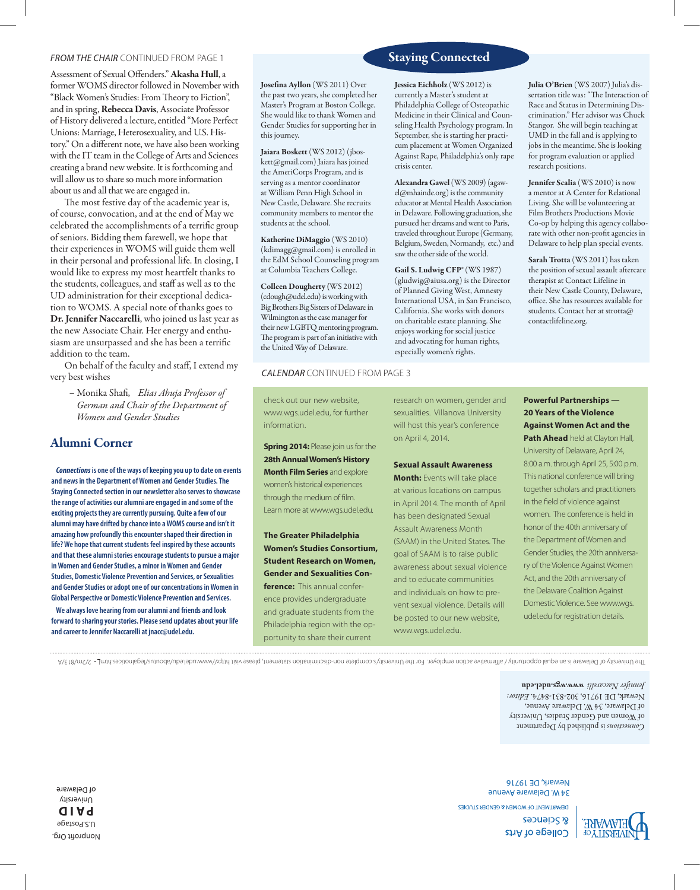*FROM THE CHAIR* CONTINUED FROM PAGE 1

Assessment of Sexual Offenders." **Akasha Hull**, a former WOMS director followed in November with "Black Women's Studies: From Theory to Fiction", and in spring, **Rebecca Davis**, Associate Professor of History delivered a lecture, entitled "More Perfect Unions: Marriage, Heterosexuality, and U.S. History." On a different note, we have also been working with the IT team in the College of Arts and Sciences creating a brand new website. It is forthcoming and will allow us to share so much more information about us and all that we are engaged in.

The most festive day of the academic year is, of course, convocation, and at the end of May we celebrated the accomplishments of a terrific group of seniors. Bidding them farewell, we hope that their experiences in WOMS will guide them well in their personal and professional life. In closing, I would like to express my most heartfelt thanks to the students, colleagues, and staff as well as to the UD administration for their exceptional dedication to WOMS. A special note of thanks goes to **Dr. Jennifer Naccarelli**, who joined us last year as the new Associate Chair. Her energy and enthusiasm are unsurpassed and she has been a terrific addition to the team.

On behalf of the faculty and staff, I extend my very best wishes

– Monika Shafi, *Elias Ahuja Professor of German and Chair of the Department of Women and Gender Studies*

## Alumni Corner

***Connections* is one of the ways of keeping you up to date on events and news in the Department of Women and Gender Studies. The Staying Connected section in our newsletter also serves to showcase the range of activities our alumni are engaged in and some of the exciting projects they are currently pursuing. Quite a few of our alumni may have drifted by chance into a WOMS course and isn't it amazing how profoundly this encounter shaped their direction in life? We hope that current students feel inspired by these accounts and that these alumni stories encourage students to pursue a major in Women and Gender Studies, a minor in Women and Gender Studies, Domestic Violence Prevention and Services, or Sexualities and Gender Studies or adopt one of our concentrations in Women in Global Perspective or Domestic Violence Prevention and Services.**

**We always love hearing from our alumni and friends and look forward to sharing your stories. Please send updates about your life and career to Jennifer Naccarelli at jnacc@udel.edu.**

## Staying Connected

**Josefina Ayllon** (WS 2011) Over the past two years, she completed her Master's Program at Boston College. She would like to thank Women and Gender Studies for supporting her in this journey.

**Jaiara Boskett** (WS 2012) (jboskett@gmail.com) Jaiara has joined the AmeriCorps Program, and is serving as a mentor coordinator at William Penn High School in New Castle, Delaware. She recruits community members to mentor the students at the school.

**Katherine DiMaggio** (WS 2010) (kdimagg@gmail.com) is enrolled in the EdM School Counseling program at Columbia Teachers College.

**Colleen Dougherty** (WS 2012) (cdough@udel.edu) is working with Big Brothers Big Sisters of Delaware in Wilmington as the case manager for their new LGBTQ mentoring program. The program is part of an initiative with the United Way of Delaware.

**Jessica Eichholz** (WS 2012) is currently a Master's student at Philadelphia College of Osteopathic Medicine in their Clinical and Counseling Health Psychology program. In September, she is starting her practicum placement at Women Organized Against Rape, Philadelphia's only rape crisis center.

**Alexandra Gawel** (WS 2009) (agawel@mhainde.org) is the community educator at Mental Health Association in Delaware. Following graduation, she pursued her dreams and went to Paris, traveled throughout Europe (Germany, Belgium, Sweden, Normandy, etc.) and saw the other side of the world.

**Gail S. Ludwig CFP**® (WS 1987) (gludwig@aiusa.org) is the Director of Planned Giving West, Amnesty International USA, in San Francisco, California. She works with donors on charitable estate planning. She enjoys working for social justice and advocating for human rights, especially women's rights.

**Julia O'Brien** (WS 2007) Julia's dissertation title was: "The Interaction of Race and Status in Determining Discrimination." Her advisor was Chuck Stangor. She will begin teaching at UMD in the fall and is applying to jobs in the meantime. She is looking for program evaluation or applied research positions.

**Jennifer Scalia** (WS 2010) is now a mentor at A Center for Relational Living. She will be volunteering at Film Brothers Productions Movie Co-op by helping this agency collaborate with other non-profit agencies in Delaware to help plan special events.

**Sarah Trotta** (WS 2011) has taken the position of sexual assault aftercare therapist at Contact Lifeline in their New Castle County, Delaware, office. She has resources available for students. Contact her at strotta@contactlifeline.org.

*CALENDAR* CONTINUED FROM PAGE 3

check out our new website, www.wgs.udel.edu, for further information.

**Spring 2014:** Please join us for the **28th Annual Women's History Month Film Series** and explore women's historical experiences through the medium of film. Learn more at www.wgs.udel.edu.

**The Greater Philadelphia Women's Studies Consortium, Student Research on Women, Gender and Sexualities Conference:** This annual conference provides undergraduate and graduate students from the Philadelphia region with the opportunity to share their current research on women, gender and sexualities. Villanova University will host this year's conference on April 4, 2014.

**Sexual Assault Awareness Month:** Events will take place at various locations on campus in April 2014. The month of April has been designated Sexual Assault Awareness Month (SAAM) in the United States. The goal of SAAM is to raise public awareness about sexual violence and to educate communities and individuals on how to prevent sexual violence. Details will be posted to our new website, www.wgs.udel.edu.

**Powerful Partnerships — 20 Years of the Violence Against Women Act and the Path Ahead** held at Clayton Hall, University of Delaware, April 24, 8:00 a.m. through April 25, 5:00 p.m. This national conference will bring together scholars and practitioners in the field of violence against women. The conference is held in honor of the 40th anniversary of the Department of Women and Gender Studies, the 20th anniversary of the Violence Against Women Act, and the 20th anniversary of the Delaware Coalition Against Domestic Violence. See www.wgs.udel.edu for registration details.

The University of Delaware is an equal opportunity / affirmative action employer. For the University's complete non-discrimination statement, please visit http://www.udel.edu/aboutus/legalnotices.html. • 2/2m/813/A

*Connections* is published by Department of Women and Gender Studies, University of Delaware, 34 W. Delaware Avenue, Newark, DE 19716, 302-831-8474. *Editor: Jennifer Naccarelli* **www.wgs.udel.edu**

University of Delaware
College of Arts & Sciences
DEPARTMENT OF WOMEN & GENDER STUDIES
34 W. Delaware Avenue
Newark, DE 19716

Nonprofit Org.
U.S.Postage
**PAID**
University
of Delaware